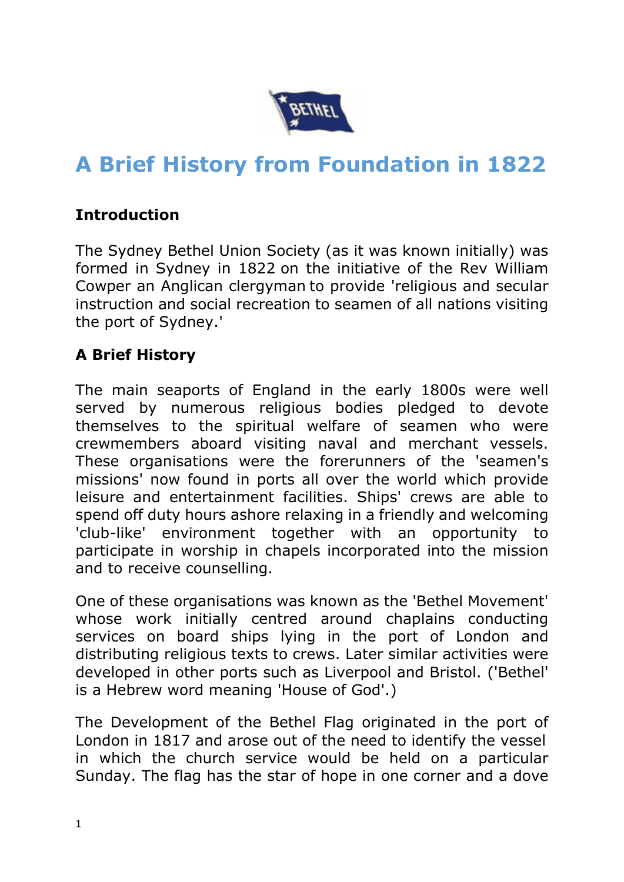# A Brief History from Foundation in 1822

## Introduction

The Sydney Bethel Union Society (as it was known initially) was formed in Sydney in 1822 on the initiative of the Rev William Cowper an Anglican clergyman to provide 'religious and secular instruction and social recreation to seamen of all nations visiting the port of Sydney.'

## A Brief History

The main seaports of England in the early 1800s were well served by numerous religious bodies pledged to devote themselves to the spiritual welfare of seamen who were crewmembers aboard visiting naval and merchant vessels. These organisations were the forerunners of the 'seamen's missions' now found in ports all over the world which provide leisure and entertainment facilities. Ships' crews are able to spend off duty hours ashore relaxing in a friendly and welcoming 'club-like' environment together with an opportunity to participate in worship in chapels incorporated into the mission and to receive counselling.

One of these organisations was known as the 'Bethel Movement' whose work initially centred around chaplains conducting services on board ships lying in the port of London and distributing religious texts to crews. Later similar activities were developed in other ports such as Liverpool and Bristol. ('Bethel' is a Hebrew word meaning 'House of God'.)

The Development of the Bethel Flag originated in the port of London in 1817 and arose out of the need to identify the vessel in which the church service would be held on a particular Sunday. The flag has the star of hope in one corner and a dove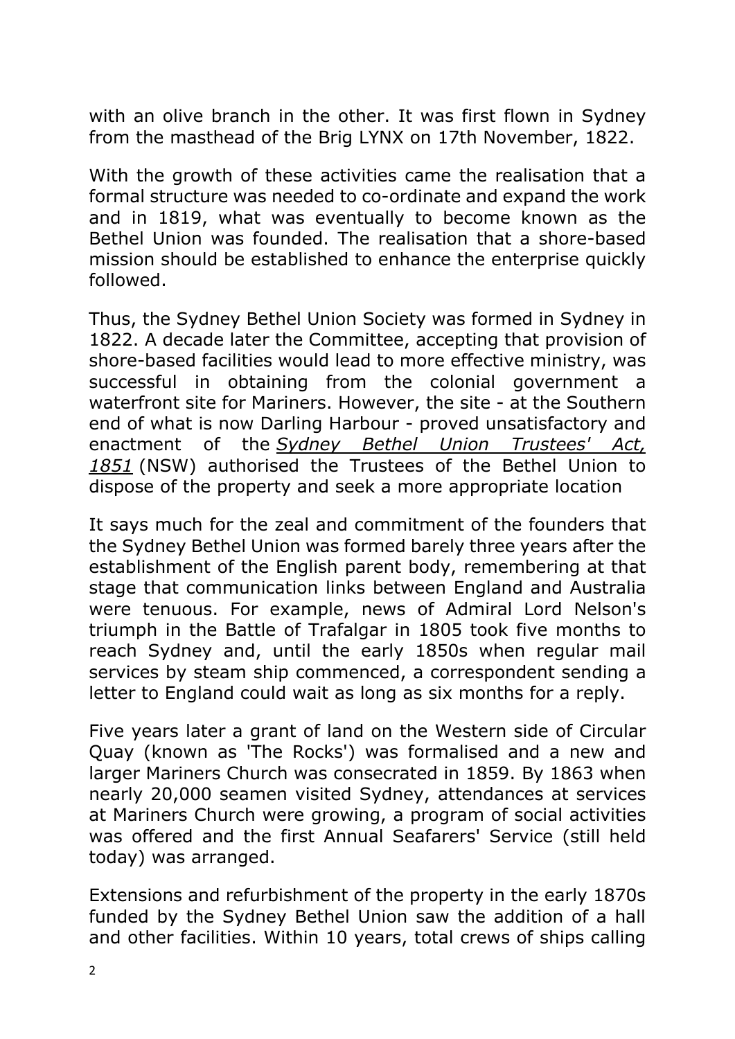with an olive branch in the other. It was first flown in Sydney from the masthead of the Brig LYNX on 17th November, 1822.

With the growth of these activities came the realisation that a formal structure was needed to co-ordinate and expand the work and in 1819, what was eventually to become known as the Bethel Union was founded. The realisation that a shore-based mission should be established to enhance the enterprise quickly followed.

Thus, the Sydney Bethel Union Society was formed in Sydney in 1822. A decade later the Committee, accepting that provision of shore-based facilities would lead to more effective ministry, was successful in obtaining from the colonial government a waterfront site for Mariners. However, the site - at the Southern end of what is now Darling Harbour - proved unsatisfactory and enactment of the *Sydney Bethel Union Trustees' Act, 1851* (NSW) authorised the Trustees of the Bethel Union to dispose of the property and seek a more appropriate location

It says much for the zeal and commitment of the founders that the Sydney Bethel Union was formed barely three years after the establishment of the English parent body, remembering at that stage that communication links between England and Australia were tenuous. For example, news of Admiral Lord Nelson's triumph in the Battle of Trafalgar in 1805 took five months to reach Sydney and, until the early 1850s when regular mail services by steam ship commenced, a correspondent sending a letter to England could wait as long as six months for a reply.

Five years later a grant of land on the Western side of Circular Quay (known as 'The Rocks') was formalised and a new and larger Mariners Church was consecrated in 1859. By 1863 when nearly 20,000 seamen visited Sydney, attendances at services at Mariners Church were growing, a program of social activities was offered and the first Annual Seafarers' Service (still held today) was arranged.

Extensions and refurbishment of the property in the early 1870s funded by the Sydney Bethel Union saw the addition of a hall and other facilities. Within 10 years, total crews of ships calling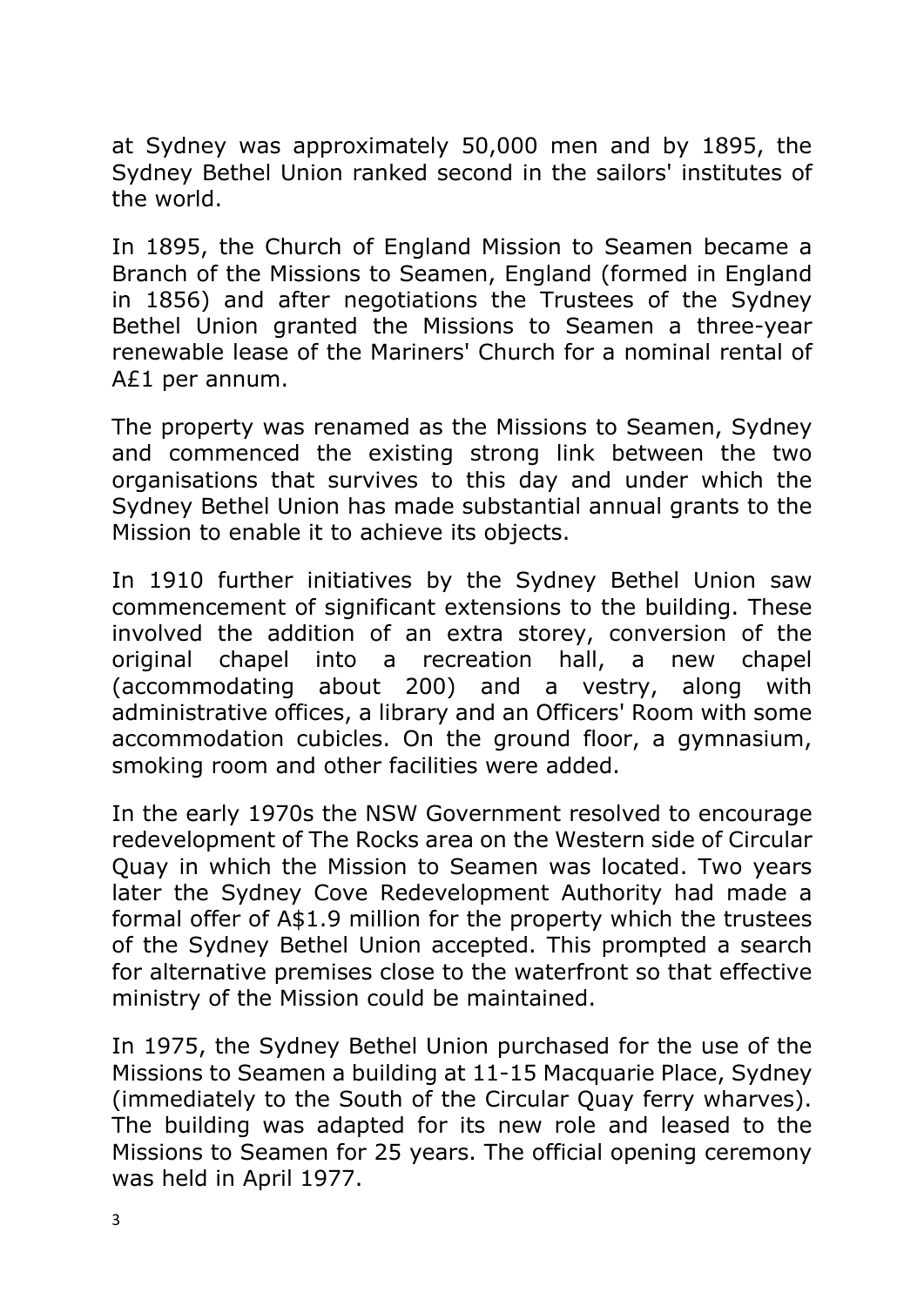at Sydney was approximately 50,000 men and by 1895, the Sydney Bethel Union ranked second in the sailors' institutes of the world.

In 1895, the Church of England Mission to Seamen became a Branch of the Missions to Seamen, England (formed in England in 1856) and after negotiations the Trustees of the Sydney Bethel Union granted the Missions to Seamen a three-year renewable lease of the Mariners' Church for a nominal rental of A£1 per annum.

The property was renamed as the Missions to Seamen, Sydney and commenced the existing strong link between the two organisations that survives to this day and under which the Sydney Bethel Union has made substantial annual grants to the Mission to enable it to achieve its objects.

In 1910 further initiatives by the Sydney Bethel Union saw commencement of significant extensions to the building. These involved the addition of an extra storey, conversion of the original chapel into a recreation hall, a new chapel (accommodating about 200) and a vestry, along with administrative offices, a library and an Officers' Room with some accommodation cubicles. On the ground floor, a gymnasium, smoking room and other facilities were added.

In the early 1970s the NSW Government resolved to encourage redevelopment of The Rocks area on the Western side of Circular Quay in which the Mission to Seamen was located. Two years later the Sydney Cove Redevelopment Authority had made a formal offer of A$1.9 million for the property which the trustees of the Sydney Bethel Union accepted. This prompted a search for alternative premises close to the waterfront so that effective ministry of the Mission could be maintained.

In 1975, the Sydney Bethel Union purchased for the use of the Missions to Seamen a building at 11-15 Macquarie Place, Sydney (immediately to the South of the Circular Quay ferry wharves). The building was adapted for its new role and leased to the Missions to Seamen for 25 years. The official opening ceremony was held in April 1977.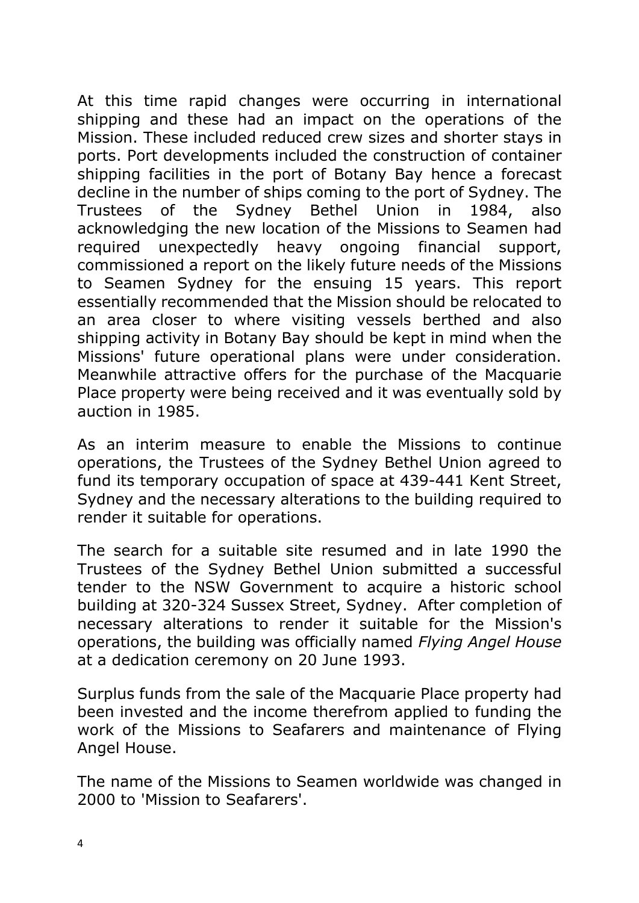At this time rapid changes were occurring in international shipping and these had an impact on the operations of the Mission. These included reduced crew sizes and shorter stays in ports. Port developments included the construction of container shipping facilities in the port of Botany Bay hence a forecast decline in the number of ships coming to the port of Sydney. The Trustees of the Sydney Bethel Union in 1984, also acknowledging the new location of the Missions to Seamen had required unexpectedly heavy ongoing financial support, commissioned a report on the likely future needs of the Missions to Seamen Sydney for the ensuing 15 years. This report essentially recommended that the Mission should be relocated to an area closer to where visiting vessels berthed and also shipping activity in Botany Bay should be kept in mind when the Missions' future operational plans were under consideration. Meanwhile attractive offers for the purchase of the Macquarie Place property were being received and it was eventually sold by auction in 1985.

As an interim measure to enable the Missions to continue operations, the Trustees of the Sydney Bethel Union agreed to fund its temporary occupation of space at 439-441 Kent Street, Sydney and the necessary alterations to the building required to render it suitable for operations.

The search for a suitable site resumed and in late 1990 the Trustees of the Sydney Bethel Union submitted a successful tender to the NSW Government to acquire a historic school building at 320-324 Sussex Street, Sydney. After completion of necessary alterations to render it suitable for the Mission's operations, the building was officially named *Flying Angel House* at a dedication ceremony on 20 June 1993.

Surplus funds from the sale of the Macquarie Place property had been invested and the income therefrom applied to funding the work of the Missions to Seafarers and maintenance of Flying Angel House.

The name of the Missions to Seamen worldwide was changed in 2000 to 'Mission to Seafarers'.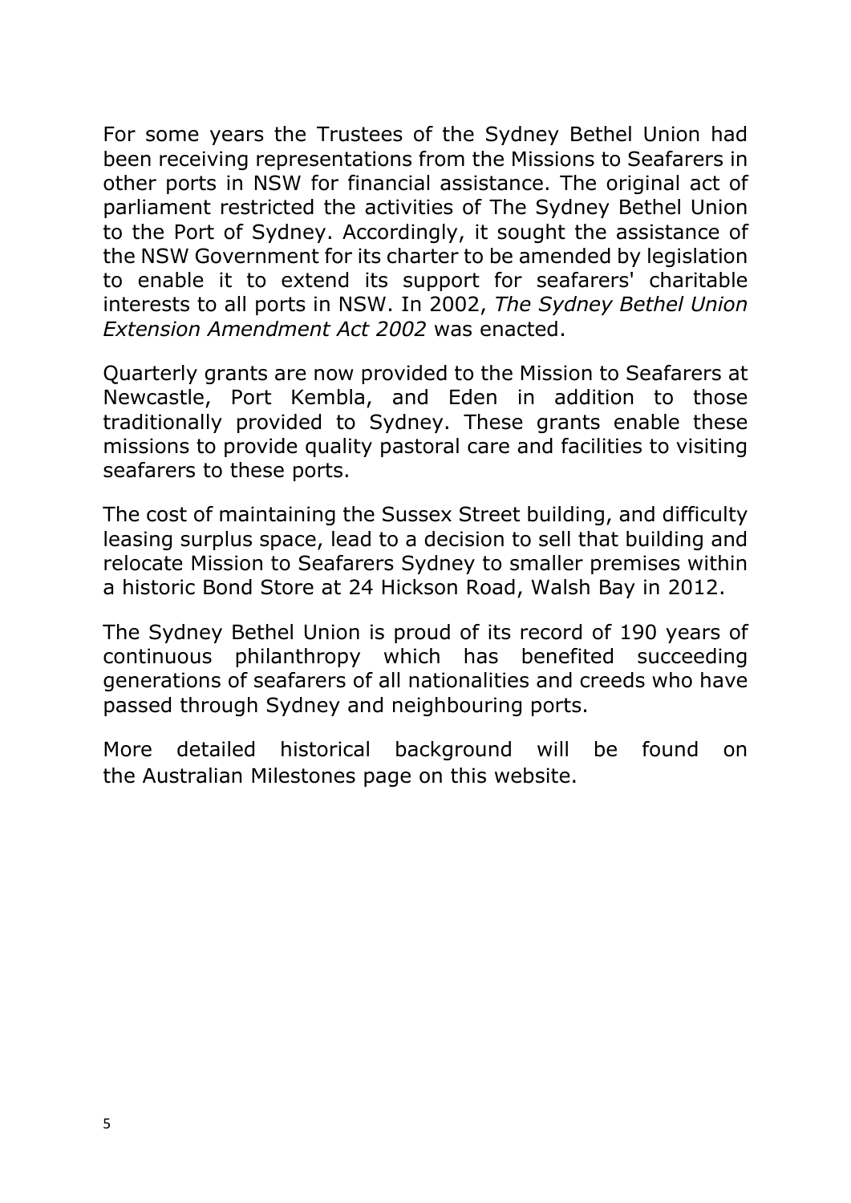For some years the Trustees of the Sydney Bethel Union had been receiving representations from the Missions to Seafarers in other ports in NSW for financial assistance. The original act of parliament restricted the activities of The Sydney Bethel Union to the Port of Sydney. Accordingly, it sought the assistance of the NSW Government for its charter to be amended by legislation to enable it to extend its support for seafarers' charitable interests to all ports in NSW. In 2002, *The Sydney Bethel Union Extension Amendment Act 2002* was enacted.

Quarterly grants are now provided to the Mission to Seafarers at Newcastle, Port Kembla, and Eden in addition to those traditionally provided to Sydney. These grants enable these missions to provide quality pastoral care and facilities to visiting seafarers to these ports.

The cost of maintaining the Sussex Street building, and difficulty leasing surplus space, lead to a decision to sell that building and relocate Mission to Seafarers Sydney to smaller premises within a historic Bond Store at 24 Hickson Road, Walsh Bay in 2012.

The Sydney Bethel Union is proud of its record of 190 years of continuous philanthropy which has benefited succeeding generations of seafarers of all nationalities and creeds who have passed through Sydney and neighbouring ports.

More detailed historical background will be found on the Australian Milestones page on this website.